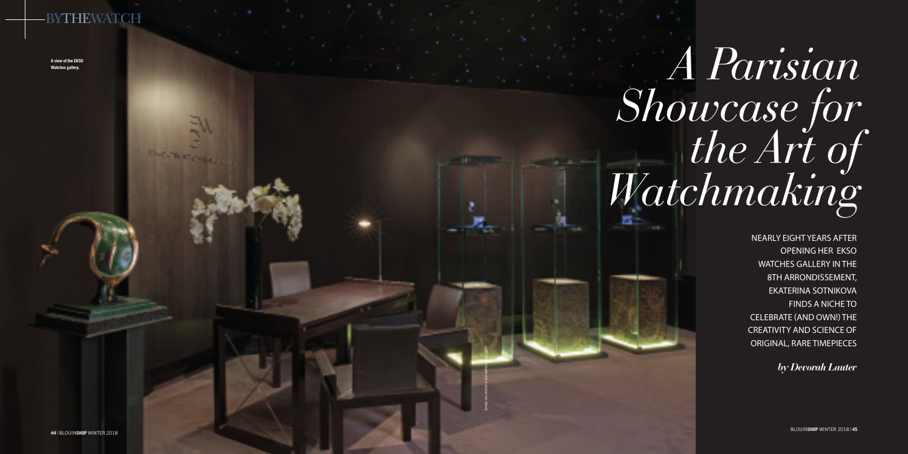# A Parisian Showcase for the Art of Watchmaking

NEARLY EIGHT YEARS AFTER OPENING HER EKSO WATCHES GALLERY IN THE 8TH ARRONDISSEMENT, EKATERINA SOTNIKOVA FINDS A NICHE TO CELEBRATE (AND OWN!) THE CREATIVITY AND SCIENCE OF ORIGINAL, RARE TIMEPIECES

*by Devorah Lauter*

A view of the EKSO Watches gallery.

IMAGE COURTESY EKSO WATCHES GALLERY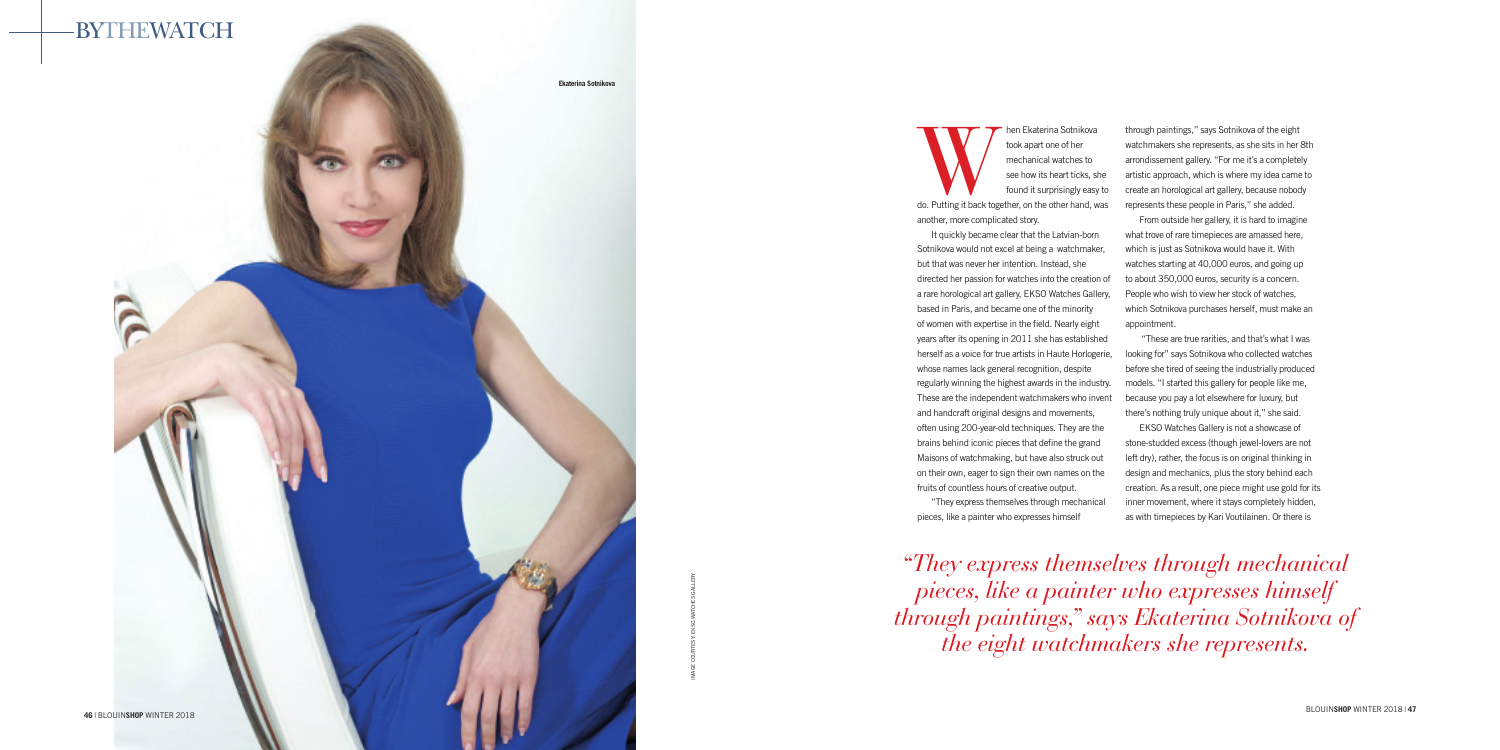Ekaterina Sotnikova

When Ekaterina Sotnikova took apart one of her mechanical watches to see how its heart ticks, she found it surprisingly easy to do. Putting it back together, on the other hand, was another, more complicated story.

It quickly became clear that the Latvian-born Sotnikova would not excel at being a watchmaker, but that was never her intention. Instead, she directed her passion for watches into the creation of a rare horological art gallery, EKSO Watches Gallery, based in Paris, and became one of the minority of women with expertise in the field. Nearly eight years after its opening in 2011 she has established herself as a voice for true artists in Haute Horlogerie, whose names lack general recognition, despite regularly winning the highest awards in the industry. These are the independent watchmakers who invent and handcraft original designs and movements, often using 200-year-old techniques. They are the brains behind iconic pieces that define the grand Maisons of watchmaking, but have also struck out on their own, eager to sign their own names on the fruits of countless hours of creative output.

"They express themselves through mechanical pieces, like a painter who expresses himself through paintings," says Sotnikova of the eight watchmakers she represents, as she sits in her 8th arrondissement gallery. "For me it's a completely artistic approach, which is where my idea came to create an horological art gallery, because nobody represents these people in Paris," she added.

From outside her gallery, it is hard to imagine what trove of rare timepieces are amassed here, which is just as Sotnikova would have it. With watches starting at 40,000 euros, and going up to about 350,000 euros, security is a concern. People who wish to view her stock of watches, which Sotnikova purchases herself, must make an appointment.

"These are true rarities, and that's what I was looking for" says Sotnikova who collected watches before she tired of seeing the industrially produced models. "I started this gallery for people like me, because you pay a lot elsewhere for luxury, but there's nothing truly unique about it," she said.

EKSO Watches Gallery is not a showcase of stone-studded excess (though jewel-lovers are not left dry), rather, the focus is on original thinking in design and mechanics, plus the story behind each creation. As a result, one piece might use gold for its inner movement, where it stays completely hidden, as with timepieces by Kari Voutilainen. Or there is

*"They express themselves through mechanical pieces, like a painter who expresses himself through paintings," says Ekaterina Sotnikova of the eight watchmakers she represents.*

IMAGE COURTESY EKSO WATCHES GALLERY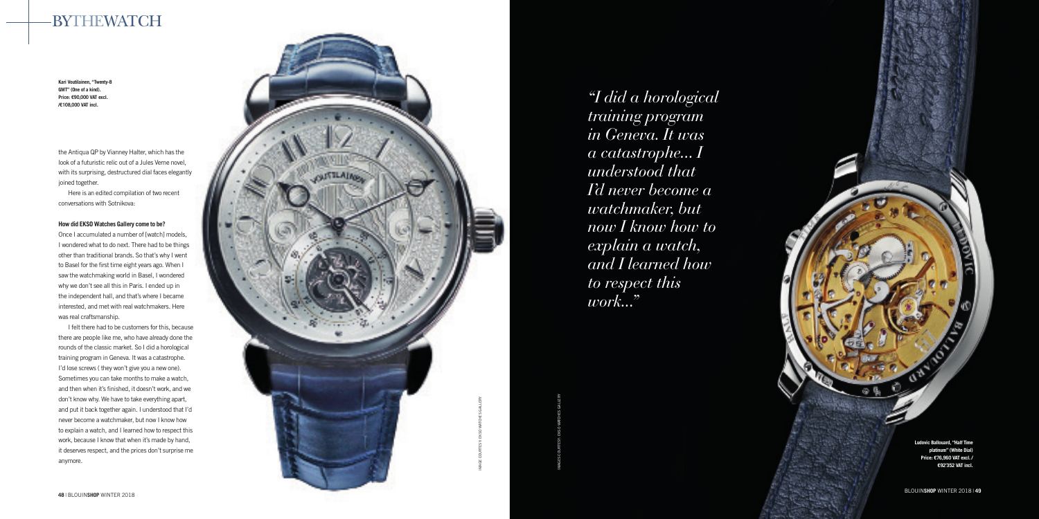Kari Voutilainen, "Twenty-8 GMT" (One of a kind). Price: €90,000 VAT excl. /€108,000 VAT incl.

the Antiqua QP by Vianney Halter, which has the look of a futuristic relic out of a Jules Verne novel, with its surprising, destructured dial faces elegantly joined together.

Here is an edited compilation of two recent conversations with Sotnikova:

**How did EKSO Watches Gallery come to be?**

Once I accumulated a number of [watch] models, I wondered what to do next. There had to be things other than traditional brands. So that's why I went to Basel for the first time eight years ago. When I saw the watchmaking world in Basel, I wondered why we don't see all this in Paris. I ended up in the independent hall, and that's where I became interested, and met with real watchmakers. Here was real craftsmanship.

I felt there had to be customers for this, because there are people like me, who have already done the rounds of the classic market. So I did a horological training program in Geneva. It was a catastrophe. I'd lose screws ( they won't give you a new one). Sometimes you can take months to make a watch, and then when it's finished, it doesn't work, and we don't know why. We have to take everything apart, and put it back together again. I understood that I'd never become a watchmaker, but now I know how to explain a watch, and I learned how to respect this work, because I know that when it's made by hand, it deserves respect, and the prices don't surprise me anymore.

IMAGE COURTESY EKSO WATCHES GALLERY

*"I did a horological training program in Geneva. It was a catastrophe... I understood that I'd never become a watchmaker, but now I know how to explain a watch, and I learned how to respect this work..."*

IMAGES COURTESY EKSO WATCHES GALLERY

Ludovic Ballouard, "Half Time platinum" (White Dial) Price: €76,960 VAT excl. / €92'352 VAT incl.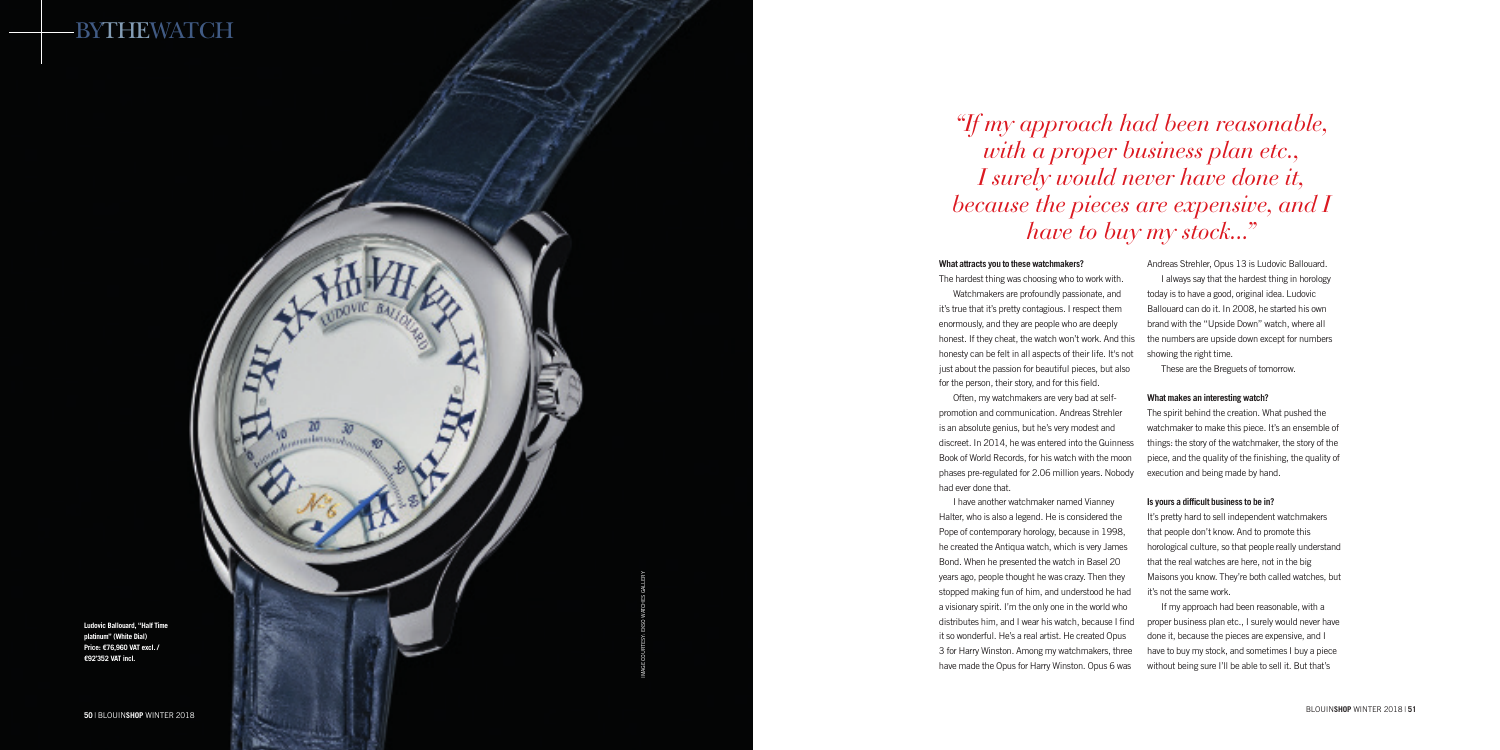Ludovic Ballouard, "Half Time platinum" (White Dial)
Price: €76,960 VAT excl. / €92'352 VAT incl.

IMAGE COURTESY: DISO WATCHES GALLERY

*"If my approach had been reasonable, with a proper business plan etc., I surely would never have done it, because the pieces are expensive, and I have to buy my stock..."*

**What attracts you to these watchmakers?**

The hardest thing was choosing who to work with.

Watchmakers are profoundly passionate, and it's true that it's pretty contagious. I respect them enormously, and they are people who are deeply honest. If they cheat, the watch won't work. And this honesty can be felt in all aspects of their life. It's not just about the passion for beautiful pieces, but also for the person, their story, and for this field.

Often, my watchmakers are very bad at self-promotion and communication. Andreas Strehler is an absolute genius, but he's very modest and discreet. In 2014, he was entered into the Guinness Book of World Records, for his watch with the moon phases pre-regulated for 2.06 million years. Nobody had ever done that.

I have another watchmaker named Vianney Halter, who is also a legend. He is considered the Pope of contemporary horology, because in 1998, he created the Antiqua watch, which is very James Bond. When he presented the watch in Basel 20 years ago, people thought he was crazy. Then they stopped making fun of him, and understood he had a visionary spirit. I'm the only one in the world who distributes him, and I wear his watch, because I find it so wonderful. He's a real artist. He created Opus 3 for Harry Winston. Among my watchmakers, three have made the Opus for Harry Winston. Opus 6 was Andreas Strehler, Opus 13 is Ludovic Ballouard.

I always say that the hardest thing in horology today is to have a good, original idea. Ludovic Ballouard can do it. In 2008, he started his own brand with the "Upside Down" watch, where all the numbers are upside down except for numbers showing the right time.

These are the Breguets of tomorrow.

**What makes an interesting watch?**

The spirit behind the creation. What pushed the watchmaker to make this piece. It's an ensemble of things: the story of the watchmaker, the story of the piece, and the quality of the finishing, the quality of execution and being made by hand.

**Is yours a difficult business to be in?**

It's pretty hard to sell independent watchmakers that people don't know. And to promote this horological culture, so that people really understand that the real watches are here, not in the big Maisons you know. They're both called watches, but it's not the same work.

If my approach had been reasonable, with a proper business plan etc., I surely would never have done it, because the pieces are expensive, and I have to buy my stock, and sometimes I buy a piece without being sure I'll be able to sell it. But that's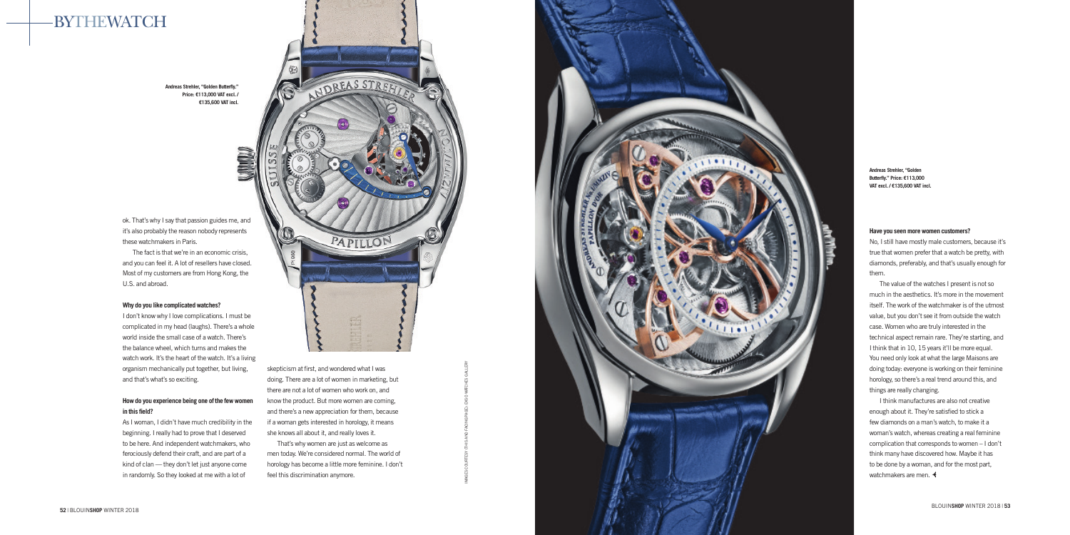Andreas Strehler, "Golden Butterfly." Price: €113,000 VAT excl. / €135,600 VAT incl.

ok. That's why I say that passion guides me, and it's also probably the reason nobody represents these watchmakers in Paris.

The fact is that we're in an economic crisis, and you can feel it. A lot of resellers have closed. Most of my customers are from Hong Kong, the U.S. and abroad.

**Why do you like complicated watches?**

I don't know why I love complications. I must be complicated in my head (laughs). There's a whole world inside the small case of a watch. There's the balance wheel, which turns and makes the watch work. It's the heart of the watch. It's a living organism mechanically put together, but living, and that's what's so exciting.

**How do you experience being one of the few women in this field?**

As I woman, I didn't have much credibility in the beginning. I really had to prove that I deserved to be here. And independent watchmakers, who ferociously defend their craft, and are part of a kind of clan — they don't let just anyone come in randomly. So they looked at me with a lot of skepticism at first, and wondered what I was doing. There are a lot of women in marketing, but there are not a lot of women who work on, and know the product. But more women are coming, and there's a new appreciation for them, because if a woman gets interested in horology, it means she knows all about it, and really loves it.

That's why women are just as welcome as men today. We're considered normal. The world of horology has become a little more feminine. I don't feel this discrimination anymore.

IMAGES COURTESY (THIS AND FACING PAGE): DSO WATCHES GALLERY

Andreas Strehler, "Golden Butterfly." Price: €113,000 VAT excl. / €135,600 VAT incl.

**Have you seen more women customers?**

No, I still have mostly male customers, because it's true that women prefer that a watch be pretty, with diamonds, preferably, and that's usually enough for them.

The value of the watches I present is not so much in the aesthetics. It's more in the movement itself. The work of the watchmaker is of the utmost value, but you don't see it from outside the watch case. Women who are truly interested in the technical aspect remain rare. They're starting, and I think that in 10, 15 years it'll be more equal. You need only look at what the large Maisons are doing today: everyone is working on their feminine horology, so there's a real trend around this, and things are really changing.

I think manufactures are also not creative enough about it. They're satisfied to stick a few diamonds on a man's watch, to make it a woman's watch, whereas creating a real feminine complication that corresponds to women – I don't think many have discovered how. Maybe it has to be done by a woman, and for the most part, watchmakers are men.